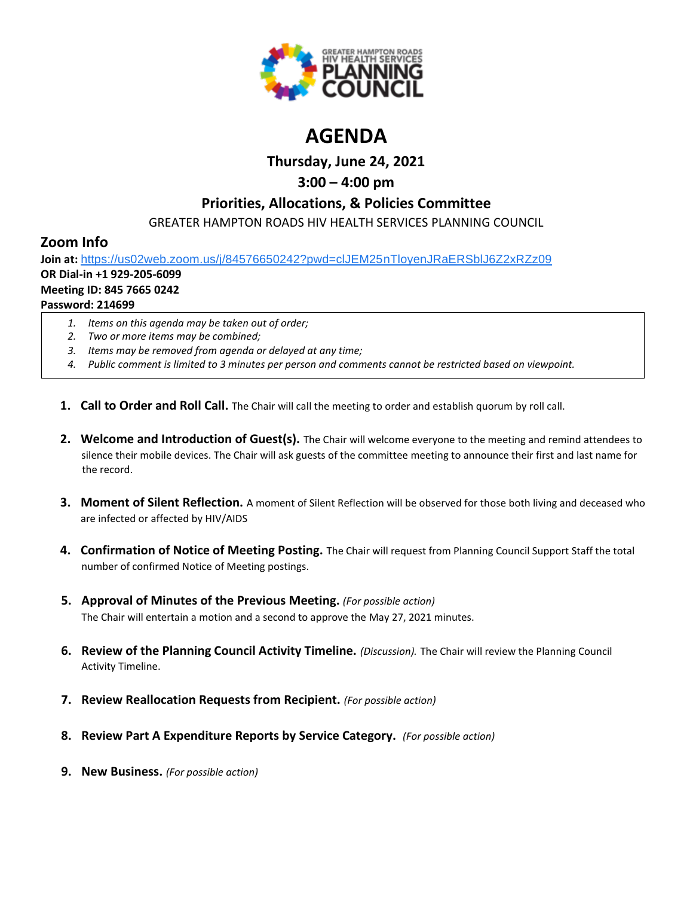# AGENDA

### Thursday, June 24, 2021

### 3:00 – 4:00 pm

### Priorities, Allocations, & Policies Committee

GREATER HAMPTON ROADS HIV HEALTH SERVICES PLANNING COUNCIL

## Zoom Info

**Join at:** https://us02web.zoom.us/j/84576650242?pwd=clJEM25nTloyenJRaERSblJ6Z2xRZz09
**OR Dial-in +1 929-205-6099**
**Meeting ID: 845 7665 0242**
**Password: 214699**

1. *Items on this agenda may be taken out of order;*
2. *Two or more items may be combined;*
3. *Items may be removed from agenda or delayed at any time;*
4. *Public comment is limited to 3 minutes per person and comments cannot be restricted based on viewpoint.*

1. **Call to Order and Roll Call.** The Chair will call the meeting to order and establish quorum by roll call.

2. **Welcome and Introduction of Guest(s).** The Chair will welcome everyone to the meeting and remind attendees to silence their mobile devices. The Chair will ask guests of the committee meeting to announce their first and last name for the record.

3. **Moment of Silent Reflection.** A moment of Silent Reflection will be observed for those both living and deceased who are infected or affected by HIV/AIDS

4. **Confirmation of Notice of Meeting Posting.** The Chair will request from Planning Council Support Staff the total number of confirmed Notice of Meeting postings.

5. **Approval of Minutes of the Previous Meeting.** *(For possible action)*
   The Chair will entertain a motion and a second to approve the May 27, 2021 minutes.

6. **Review of the Planning Council Activity Timeline.** *(Discussion).* The Chair will review the Planning Council Activity Timeline.

7. **Review Reallocation Requests from Recipient.** *(For possible action)*

8. **Review Part A Expenditure Reports by Service Category.** *(For possible action)*

9. **New Business.** *(For possible action)*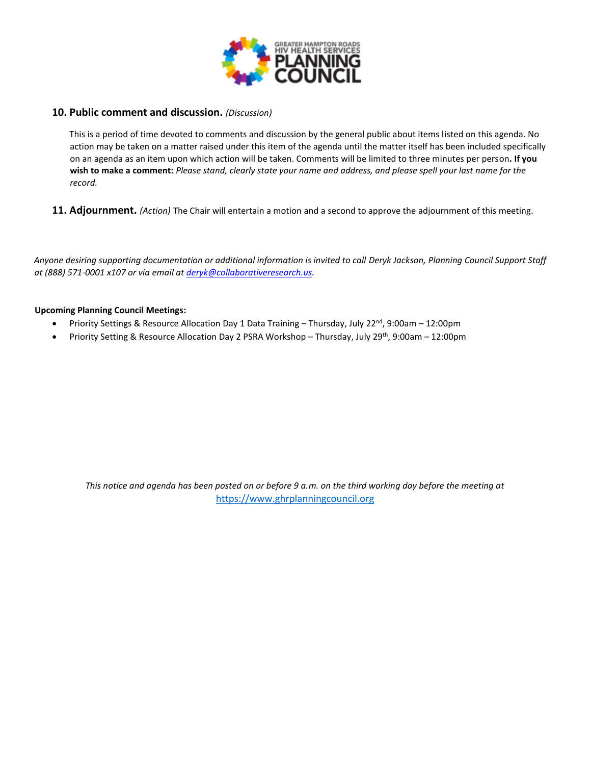### 10. Public comment and discussion. *(Discussion)*

This is a period of time devoted to comments and discussion by the general public about items listed on this agenda. No action may be taken on a matter raised under this item of the agenda until the matter itself has been included specifically on an agenda as an item upon which action will be taken. Comments will be limited to three minutes per person**. If you wish to make a comment:** *Please stand, clearly state your name and address, and please spell your last name for the record.*

### 11. Adjournment. *(Action)* The Chair will entertain a motion and a second to approve the adjournment of this meeting.

*Anyone desiring supporting documentation or additional information is invited to call Deryk Jackson, Planning Council Support Staff at (888) 571-0001 x107 or via email at [deryk@collaborativeresearch.us](mailto:deryk@collaborativeresearch.us).*

**Upcoming Planning Council Meetings:**

- Priority Settings & Resource Allocation Day 1 Data Training – Thursday, July 22nd, 9:00am – 12:00pm
- Priority Setting & Resource Allocation Day 2 PSRA Workshop – Thursday, July 29th, 9:00am – 12:00pm

*This notice and agenda has been posted on or before 9 a.m. on the third working day before the meeting at* [https://www.ghrplanningcouncil.org](https://www.ghrplanningcouncil.org)